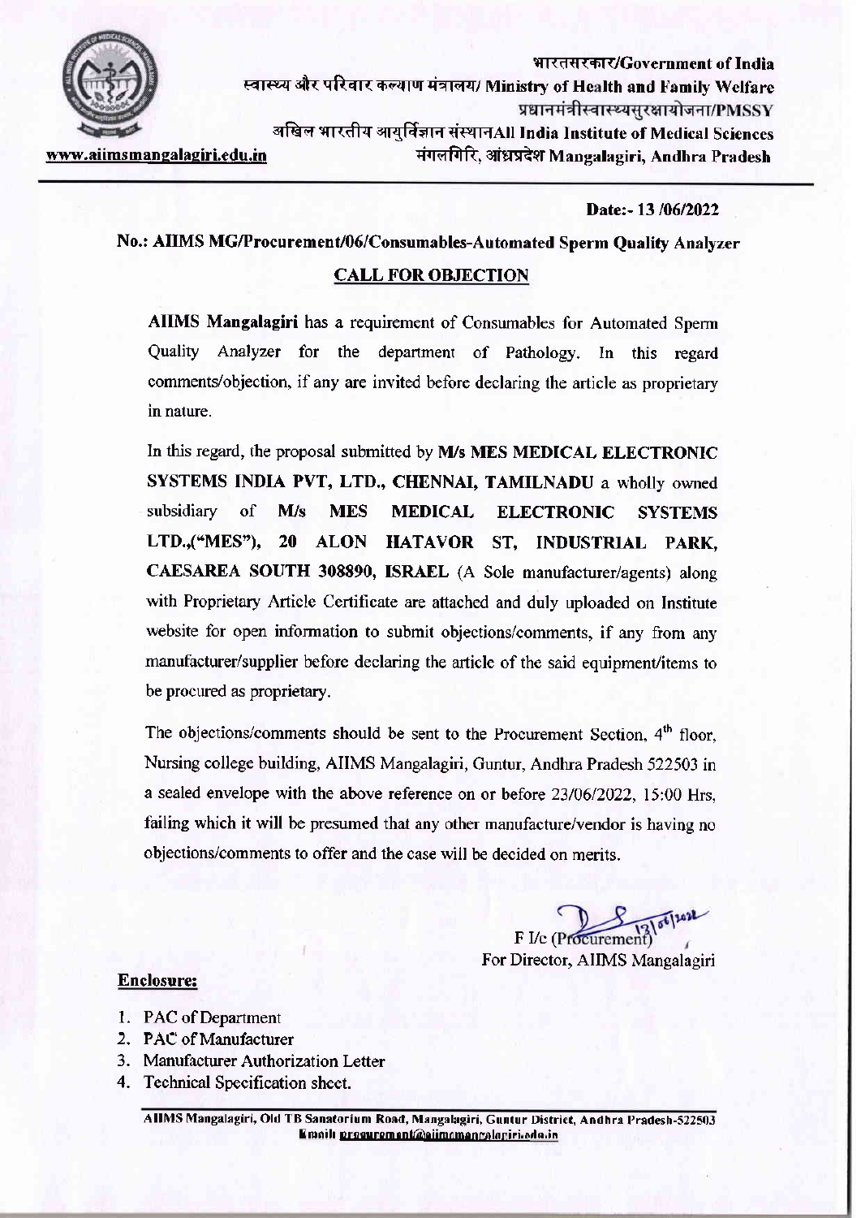भारतसरकार/Government of India
स्वास्थ्य और परिवार कल्याण मंत्रालय/ Ministry of Health and Family Welfare
प्रधानमंत्रीस्वास्थ्यसुरक्षायोजना/PMSSY
अखिल भारतीय आयुर्विज्ञान संस्थानAll India Institute of Medical Sciences
मंगलगिरि, आंध्रप्रदेश Mangalagiri, Andhra Pradesh

www.aiimsmangalagiri.edu.in

**Date:- 13 /06/2022**

**No.: AIIMS MG/Procurement/06/Consumables-Automated Sperm Quality Analyzer**

## CALL FOR OBJECTION

**AIIMS Mangalagiri** has a requirement of Consumables for Automated Sperm Quality Analyzer for the department of Pathology. In this regard comments/objection, if any are invited before declaring the article as proprietary in nature.

In this regard, the proposal submitted by **M/s MES MEDICAL ELECTRONIC SYSTEMS INDIA PVT, LTD., CHENNAI, TAMILNADU** a wholly owned subsidiary of **M/s MES MEDICAL ELECTRONIC SYSTEMS LTD.,("MES"), 20 ALON HATAVOR ST, INDUSTRIAL PARK, CAESAREA SOUTH 308890, ISRAEL** (A Sole manufacturer/agents) along with Proprietary Article Certificate are attached and duly uploaded on Institute website for open information to submit objections/comments, if any from any manufacturer/supplier before declaring the article of the said equipment/items to be procured as proprietary.

The objections/comments should be sent to the Procurement Section, 4th floor, Nursing college building, AIIMS Mangalagiri, Guntur, Andhra Pradesh 522503 in a sealed envelope with the above reference on or before 23/06/2022, 15:00 Hrs, failing which it will be presumed that any other manufacture/vendor is having no objections/comments to offer and the case will be decided on merits.

F I/c (Procurement)
For Director, AIIMS Mangalagiri

**Enclosure:**

1. PAC of Department
2. PAC of Manufacturer
3. Manufacturer Authorization Letter
4. Technical Specification sheet.

**AIIMS Mangalagiri, Old TB Sanatorium Road, Mangalagiri, Guntur District, Andhra Pradesh-522503**
**Email: procurement@aiimsmangalagiri.edu.in**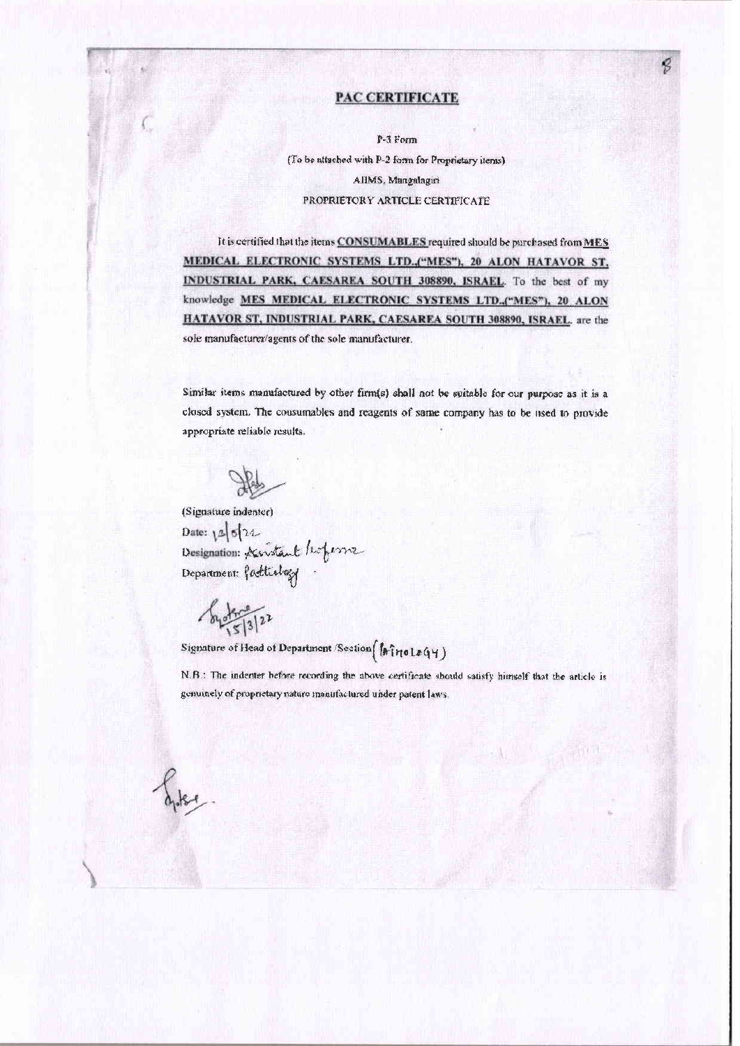# PAC CERTIFICATE

P-3 Form

(To be attached with P-2 form for Proprietary items)

AIIMS, Mangalagiri

PROPRIETORY ARTICLE CERTIFICATE

It is certified that the items **CONSUMABLES** required should be purchased from **MES MEDICAL ELECTRONIC SYSTEMS LTD.,("MES"), 20 ALON HATAVOR ST, INDUSTRIAL PARK, CAESAREA SOUTH 308890, ISRAEL**. To the best of my knowledge **MES MEDICAL ELECTRONIC SYSTEMS LTD.,("MES"), 20 ALON HATAVOR ST, INDUSTRIAL PARK, CAESAREA SOUTH 308890, ISRAEL**. are the sole manufacturer/agents of the sole manufacturer.

Similar items manufactured by other firm(s) shall not be suitable for our purpose as it is a closed system. The cousumables and reagents of same company has to be used to provide appropriate reliable results.

(Signature indenter)

Date: 12/3/22

Designation: Assistant Professor

Department: Pathology

15/3/22

Signature of Head of Department /Section (Pathology)

N.B.: The indenter before recording the above certificate should satisfy himself that the article is genuinely of proprietary nature manufactured under patent laws.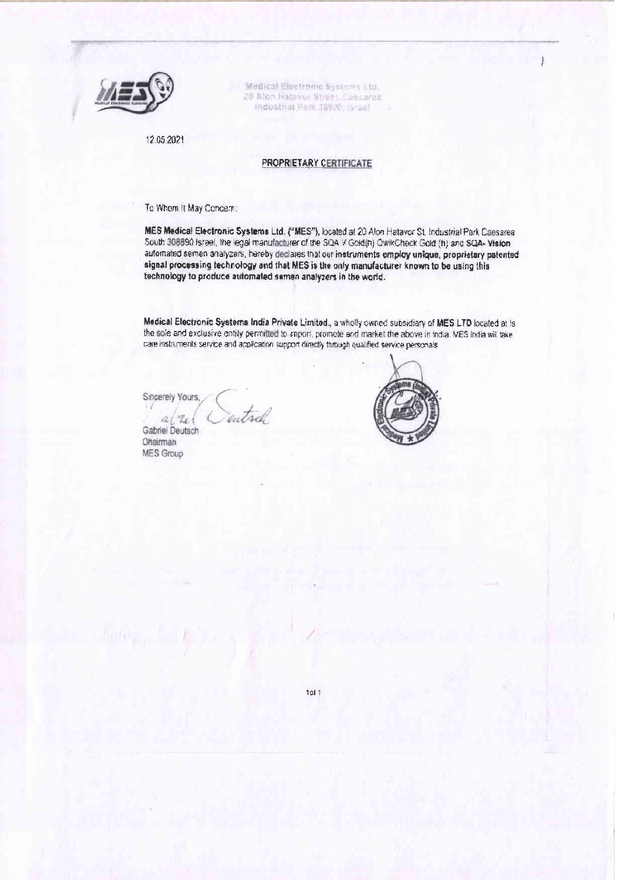Medical Electronic Systems Ltd.
20 Alon Hatavor Street, Caesarea
Industrial Park 38900, Israel

12.05.2021

## PROPRIETARY CERTIFICATE

To Whom It May Concern:

**MES Medical Electronic Systems Ltd.** ("MES"), located at 20 Alon Hatavor St. Industrial Park Caesarea South 308890 Israel, the legal manufacturer of the SQA V Gold(h) QwikCheck Gold (h) and **SQA- Vision** automated semen analyzers, hereby declares that our **instruments employ unique, proprietary patented signal processing technology and that MES is the only manufacturer known to be using this technology to produce automated semen analyzers in the world.**

**Medical Electronic Systems India Private Limited.**, a wholly owned subsidiary of **MES LTD** located at is the sole and exclusive entity permitted to import, promote and market the above in India. MES India will take care instruments service and application support directly through qualified service personals.

Sincerely Yours,

Gabriel Deutsch
Chairman
MES Group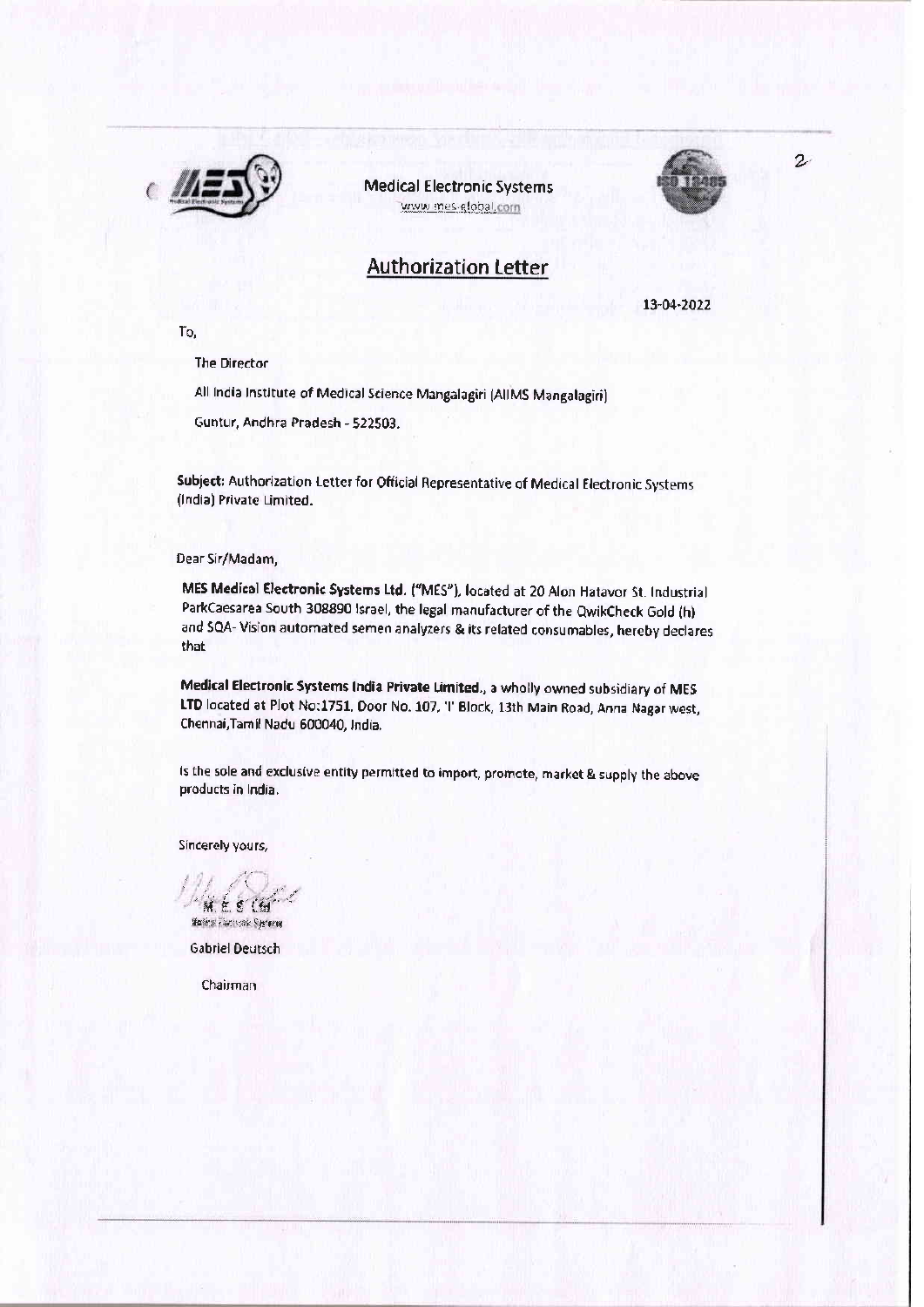Medical Electronic Systems
www.mes-global.com

# Authorization Letter

13-04-2022

To,

The Director

All India Institute of Medical Science Mangalagiri (AIIMS Mangalagiri)

Guntur, Andhra Pradesh - 522503.

**Subject:** Authorization Letter for Official Representative of Medical Electronic Systems (India) Private Limited.

Dear Sir/Madam,

**MES Medical Electronic Systems Ltd.** ("MES"), located at 20 Alon Hatavor St. Industrial ParkCaesarea South 308890 Israel, the legal manufacturer of the QwikCheck Gold (h) and SQA- Vision automated semen analyzers & its related consumables, hereby declares that

**Medical Electronic Systems India Private Limited.**, a wholly owned subsidiary of **MES LTD** located at Plot No:1751, Door No. 107, 'I' Block, 13th Main Road, Anna Nagar west, Chennai,Tamil Nadu 600040, India.

Is the sole and exclusive entity permitted to import, promote, market & supply the above products in India.

Sincerely yours,

M. E. S Ltd
Medical Electronic Systems

Gabriel Deutsch

Chairman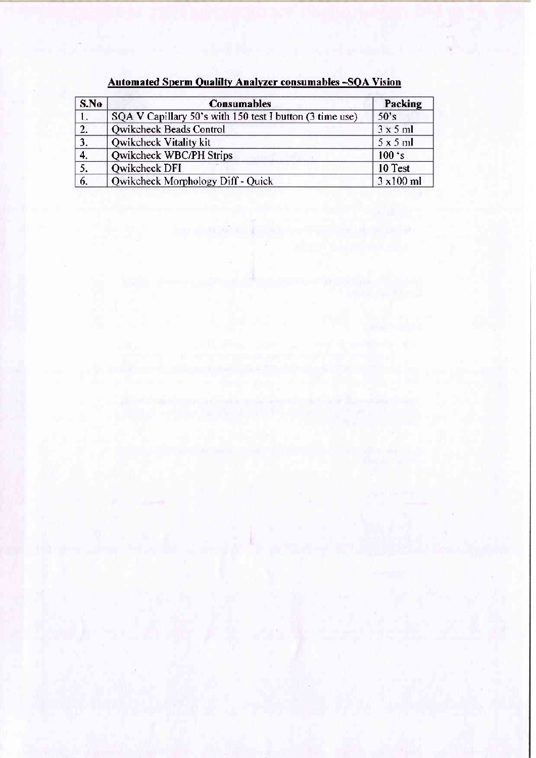**Automated Sperm Qualilty Analyzer consumables –SQA Vision**

| S.No | Consumables | Packing |
|---|---|---|
| 1. | SQA V Capillary 50's with 150 test I button (3 time use) | 50's |
| 2. | Qwikcheck Beads Control | 3 x 5 ml |
| 3. | Qwikcheck Vitality kit | 5 x 5 ml |
| 4. | Qwikcheck WBC/PH Strips | 100 's |
| 5. | Qwikcheck DFI | 10 Test |
| 6. | Qwikcheck Morphology Diff - Quick | 3 x100 ml |